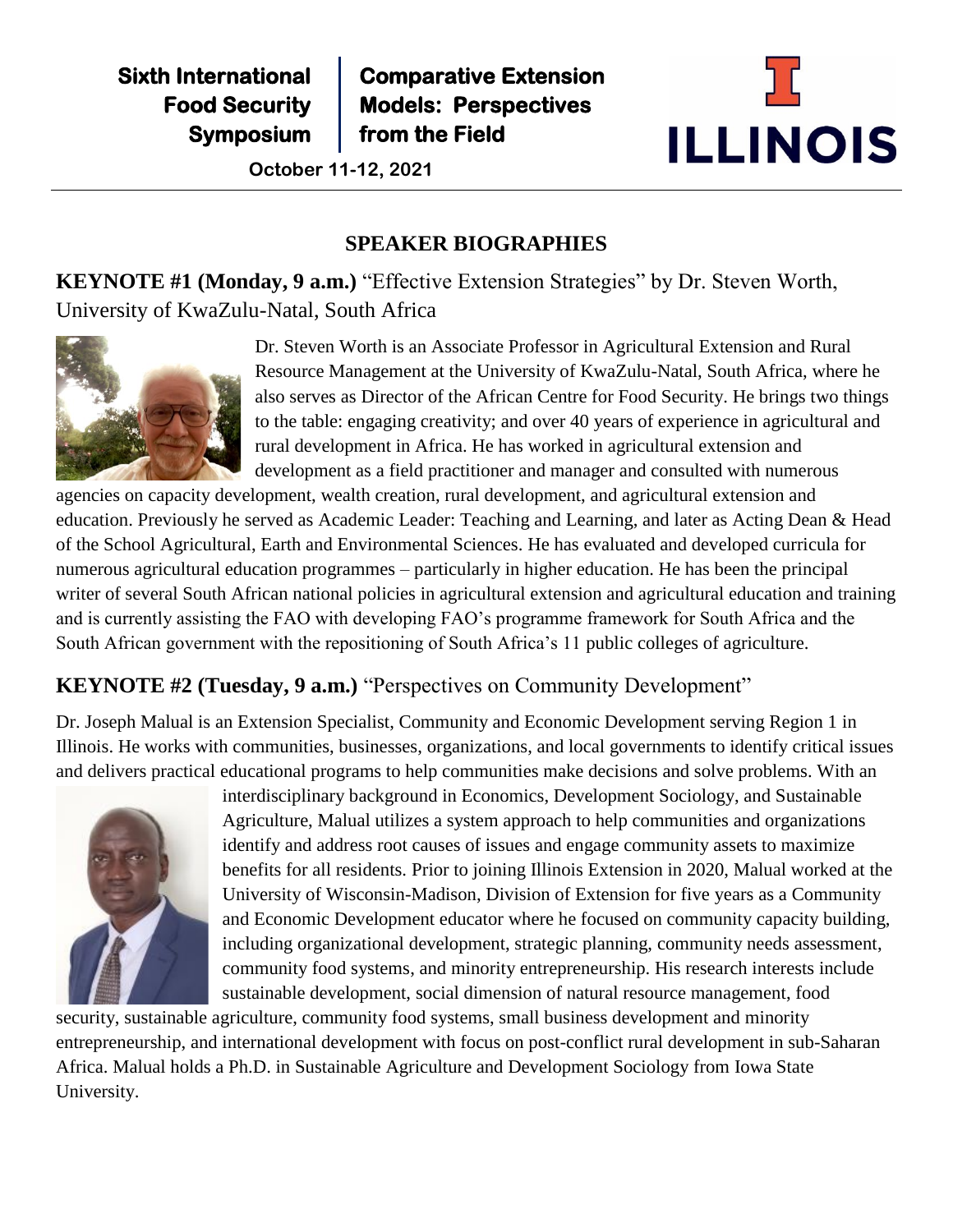**Sixth International Food Security Symposium** | **Comparative Extension Models: Perspectives from the Field**

**October 11-12, 2021**

ILLINOIS

## SPEAKER BIOGRAPHIES

**KEYNOTE #1 (Monday, 9 a.m.)** "Effective Extension Strategies" by Dr. Steven Worth, University of KwaZulu-Natal, South Africa

Dr. Steven Worth is an Associate Professor in Agricultural Extension and Rural Resource Management at the University of KwaZulu-Natal, South Africa, where he also serves as Director of the African Centre for Food Security. He brings two things to the table: engaging creativity; and over 40 years of experience in agricultural and rural development in Africa. He has worked in agricultural extension and development as a field practitioner and manager and consulted with numerous agencies on capacity development, wealth creation, rural development, and agricultural extension and education. Previously he served as Academic Leader: Teaching and Learning, and later as Acting Dean & Head of the School Agricultural, Earth and Environmental Sciences. He has evaluated and developed curricula for numerous agricultural education programmes – particularly in higher education. He has been the principal writer of several South African national policies in agricultural extension and agricultural education and training and is currently assisting the FAO with developing FAO's programme framework for South Africa and the South African government with the repositioning of South Africa's 11 public colleges of agriculture.

**KEYNOTE #2 (Tuesday, 9 a.m.)** "Perspectives on Community Development"

Dr. Joseph Malual is an Extension Specialist, Community and Economic Development serving Region 1 in Illinois. He works with communities, businesses, organizations, and local governments to identify critical issues and delivers practical educational programs to help communities make decisions and solve problems. With an interdisciplinary background in Economics, Development Sociology, and Sustainable Agriculture, Malual utilizes a system approach to help communities and organizations identify and address root causes of issues and engage community assets to maximize benefits for all residents. Prior to joining Illinois Extension in 2020, Malual worked at the University of Wisconsin-Madison, Division of Extension for five years as a Community and Economic Development educator where he focused on community capacity building, including organizational development, strategic planning, community needs assessment, community food systems, and minority entrepreneurship. His research interests include sustainable development, social dimension of natural resource management, food security, sustainable agriculture, community food systems, small business development and minority entrepreneurship, and international development with focus on post-conflict rural development in sub-Saharan Africa. Malual holds a Ph.D. in Sustainable Agriculture and Development Sociology from Iowa State University.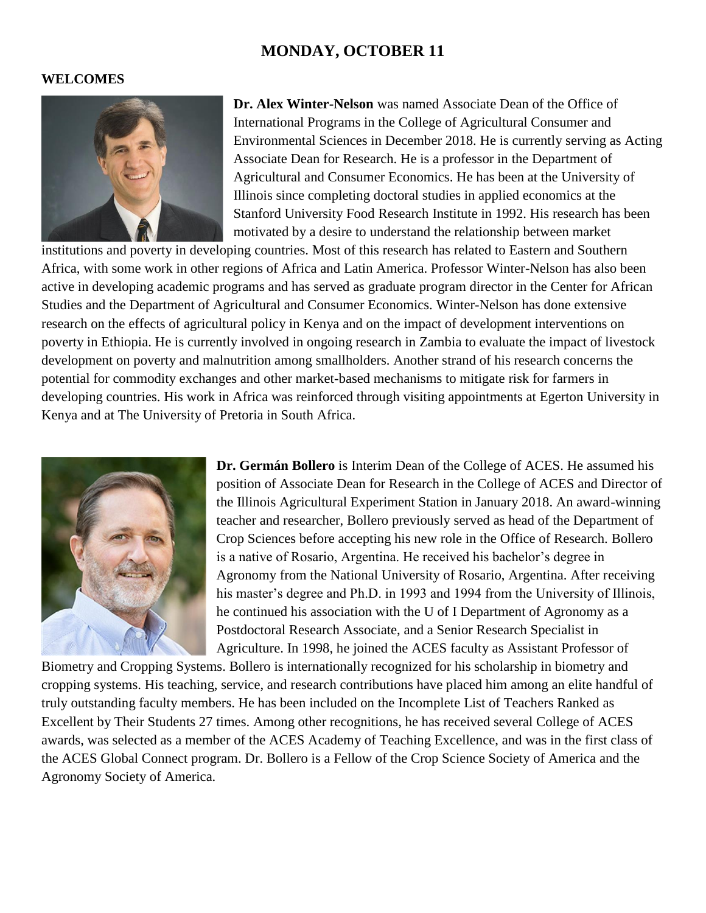# MONDAY, OCTOBER 11

## WELCOMES

**Dr. Alex Winter-Nelson** was named Associate Dean of the Office of International Programs in the College of Agricultural Consumer and Environmental Sciences in December 2018. He is currently serving as Acting Associate Dean for Research. He is a professor in the Department of Agricultural and Consumer Economics. He has been at the University of Illinois since completing doctoral studies in applied economics at the Stanford University Food Research Institute in 1992. His research has been motivated by a desire to understand the relationship between market institutions and poverty in developing countries. Most of this research has related to Eastern and Southern Africa, with some work in other regions of Africa and Latin America. Professor Winter-Nelson has also been active in developing academic programs and has served as graduate program director in the Center for African Studies and the Department of Agricultural and Consumer Economics. Winter-Nelson has done extensive research on the effects of agricultural policy in Kenya and on the impact of development interventions on poverty in Ethiopia. He is currently involved in ongoing research in Zambia to evaluate the impact of livestock development on poverty and malnutrition among smallholders. Another strand of his research concerns the potential for commodity exchanges and other market-based mechanisms to mitigate risk for farmers in developing countries. His work in Africa was reinforced through visiting appointments at Egerton University in Kenya and at The University of Pretoria in South Africa.

**Dr. Germán Bollero** is Interim Dean of the College of ACES. He assumed his position of Associate Dean for Research in the College of ACES and Director of the Illinois Agricultural Experiment Station in January 2018. An award-winning teacher and researcher, Bollero previously served as head of the Department of Crop Sciences before accepting his new role in the Office of Research. Bollero is a native of Rosario, Argentina. He received his bachelor's degree in Agronomy from the National University of Rosario, Argentina. After receiving his master's degree and Ph.D. in 1993 and 1994 from the University of Illinois, he continued his association with the U of I Department of Agronomy as a Postdoctoral Research Associate, and a Senior Research Specialist in Agriculture. In 1998, he joined the ACES faculty as Assistant Professor of Biometry and Cropping Systems. Bollero is internationally recognized for his scholarship in biometry and cropping systems. His teaching, service, and research contributions have placed him among an elite handful of truly outstanding faculty members. He has been included on the Incomplete List of Teachers Ranked as Excellent by Their Students 27 times. Among other recognitions, he has received several College of ACES awards, was selected as a member of the ACES Academy of Teaching Excellence, and was in the first class of the ACES Global Connect program. Dr. Bollero is a Fellow of the Crop Science Society of America and the Agronomy Society of America.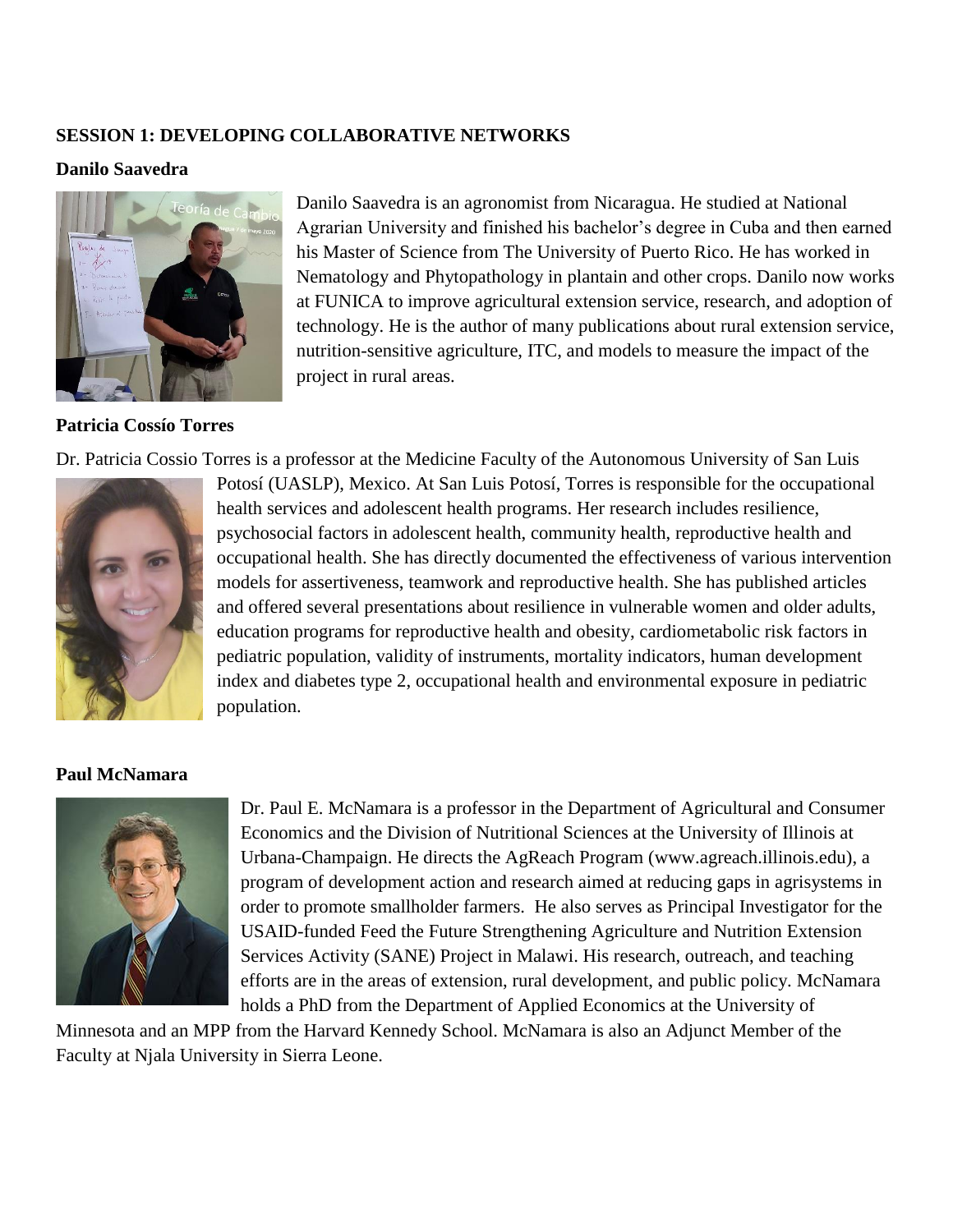## SESSION 1: DEVELOPING COLLABORATIVE NETWORKS

### Danilo Saavedra

Danilo Saavedra is an agronomist from Nicaragua. He studied at National Agrarian University and finished his bachelor's degree in Cuba and then earned his Master of Science from The University of Puerto Rico. He has worked in Nematology and Phytopathology in plantain and other crops. Danilo now works at FUNICA to improve agricultural extension service, research, and adoption of technology. He is the author of many publications about rural extension service, nutrition-sensitive agriculture, ITC, and models to measure the impact of the project in rural areas.

### Patricia Cossío Torres

Dr. Patricia Cossio Torres is a professor at the Medicine Faculty of the Autonomous University of San Luis Potosí (UASLP), Mexico. At San Luis Potosí, Torres is responsible for the occupational health services and adolescent health programs. Her research includes resilience, psychosocial factors in adolescent health, community health, reproductive health and occupational health. She has directly documented the effectiveness of various intervention models for assertiveness, teamwork and reproductive health. She has published articles and offered several presentations about resilience in vulnerable women and older adults, education programs for reproductive health and obesity, cardiometabolic risk factors in pediatric population, validity of instruments, mortality indicators, human development index and diabetes type 2, occupational health and environmental exposure in pediatric population.

### Paul McNamara

Dr. Paul E. McNamara is a professor in the Department of Agricultural and Consumer Economics and the Division of Nutritional Sciences at the University of Illinois at Urbana-Champaign. He directs the AgReach Program (www.agreach.illinois.edu), a program of development action and research aimed at reducing gaps in agrisystems in order to promote smallholder farmers. He also serves as Principal Investigator for the USAID-funded Feed the Future Strengthening Agriculture and Nutrition Extension Services Activity (SANE) Project in Malawi. His research, outreach, and teaching efforts are in the areas of extension, rural development, and public policy. McNamara holds a PhD from the Department of Applied Economics at the University of Minnesota and an MPP from the Harvard Kennedy School. McNamara is also an Adjunct Member of the Faculty at Njala University in Sierra Leone.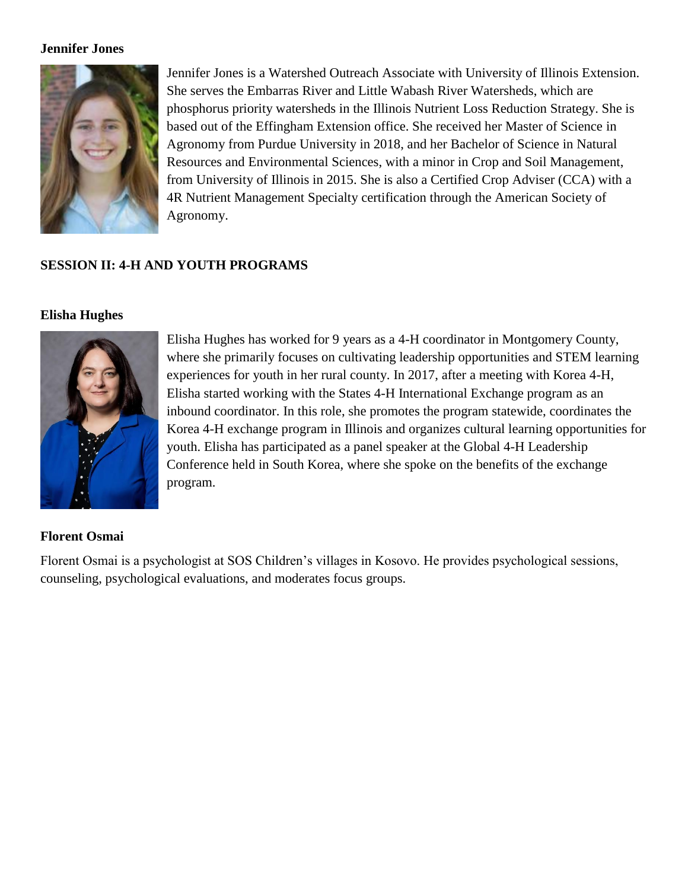**Jennifer Jones**

Jennifer Jones is a Watershed Outreach Associate with University of Illinois Extension. She serves the Embarras River and Little Wabash River Watersheds, which are phosphorus priority watersheds in the Illinois Nutrient Loss Reduction Strategy. She is based out of the Effingham Extension office. She received her Master of Science in Agronomy from Purdue University in 2018, and her Bachelor of Science in Natural Resources and Environmental Sciences, with a minor in Crop and Soil Management, from University of Illinois in 2015. She is also a Certified Crop Adviser (CCA) with a 4R Nutrient Management Specialty certification through the American Society of Agronomy.

## SESSION II: 4-H AND YOUTH PROGRAMS

**Elisha Hughes**

Elisha Hughes has worked for 9 years as a 4-H coordinator in Montgomery County, where she primarily focuses on cultivating leadership opportunities and STEM learning experiences for youth in her rural county. In 2017, after a meeting with Korea 4-H, Elisha started working with the States 4-H International Exchange program as an inbound coordinator. In this role, she promotes the program statewide, coordinates the Korea 4-H exchange program in Illinois and organizes cultural learning opportunities for youth. Elisha has participated as a panel speaker at the Global 4-H Leadership Conference held in South Korea, where she spoke on the benefits of the exchange program.

**Florent Osmai**

Florent Osmai is a psychologist at SOS Children's villages in Kosovo. He provides psychological sessions, counseling, psychological evaluations, and moderates focus groups.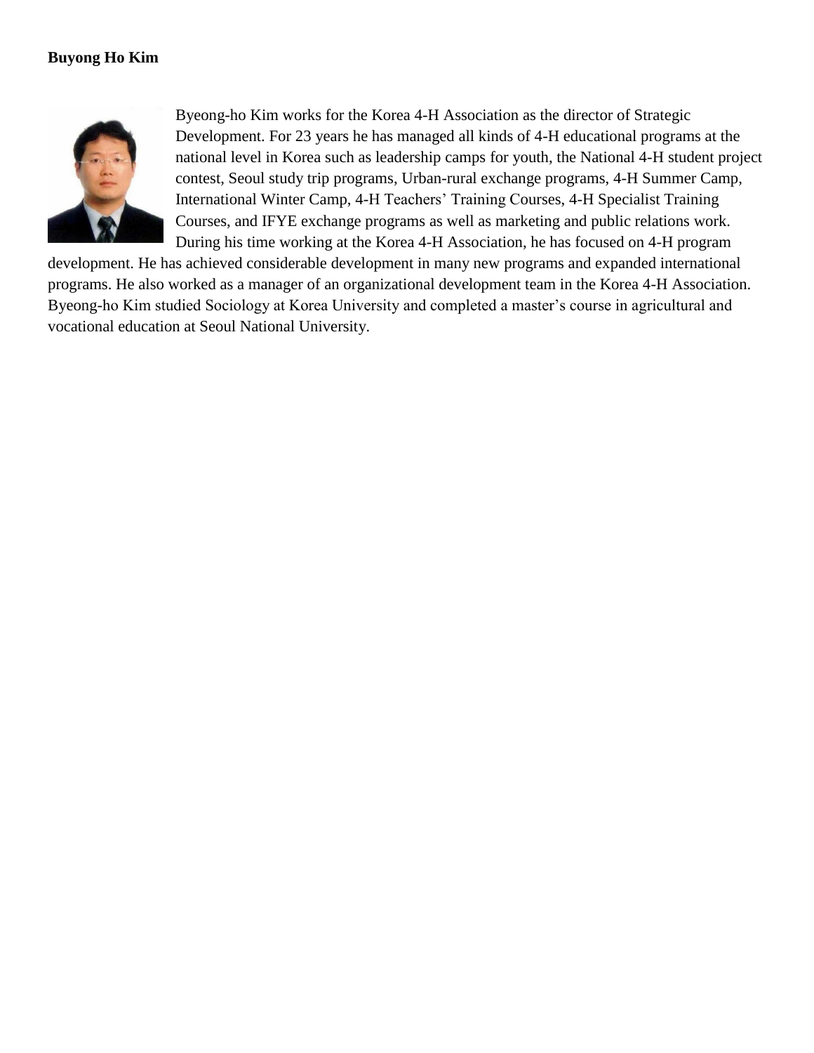**Buyong Ho Kim**

Byeong-ho Kim works for the Korea 4-H Association as the director of Strategic Development. For 23 years he has managed all kinds of 4-H educational programs at the national level in Korea such as leadership camps for youth, the National 4-H student project contest, Seoul study trip programs, Urban-rural exchange programs, 4-H Summer Camp, International Winter Camp, 4-H Teachers' Training Courses, 4-H Specialist Training Courses, and IFYE exchange programs as well as marketing and public relations work. During his time working at the Korea 4-H Association, he has focused on 4-H program development. He has achieved considerable development in many new programs and expanded international programs. He also worked as a manager of an organizational development team in the Korea 4-H Association. Byeong-ho Kim studied Sociology at Korea University and completed a master's course in agricultural and vocational education at Seoul National University.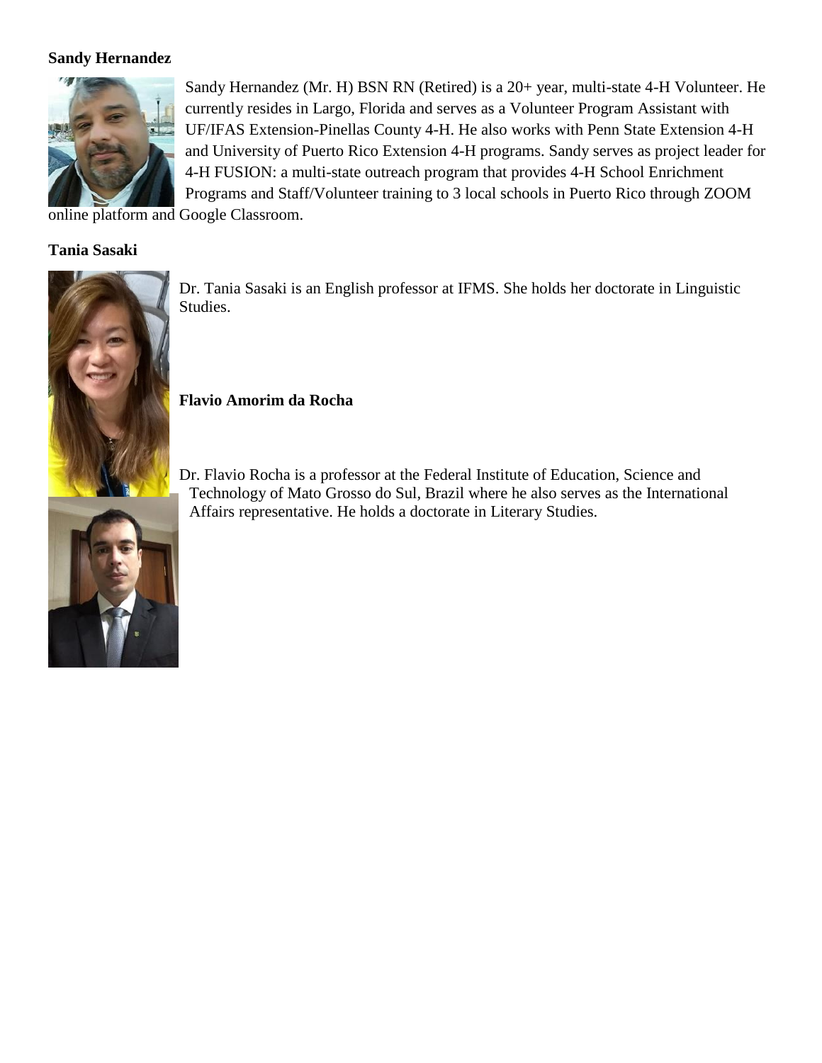**Sandy Hernandez**

Sandy Hernandez (Mr. H) BSN RN (Retired) is a 20+ year, multi-state 4-H Volunteer. He currently resides in Largo, Florida and serves as a Volunteer Program Assistant with UF/IFAS Extension-Pinellas County 4-H. He also works with Penn State Extension 4-H and University of Puerto Rico Extension 4-H programs. Sandy serves as project leader for 4-H FUSION: a multi-state outreach program that provides 4-H School Enrichment Programs and Staff/Volunteer training to 3 local schools in Puerto Rico through ZOOM online platform and Google Classroom.

**Tania Sasaki**

Dr. Tania Sasaki is an English professor at IFMS. She holds her doctorate in Linguistic Studies.

**Flavio Amorim da Rocha**

Dr. Flavio Rocha is a professor at the Federal Institute of Education, Science and Technology of Mato Grosso do Sul, Brazil where he also serves as the International Affairs representative. He holds a doctorate in Literary Studies.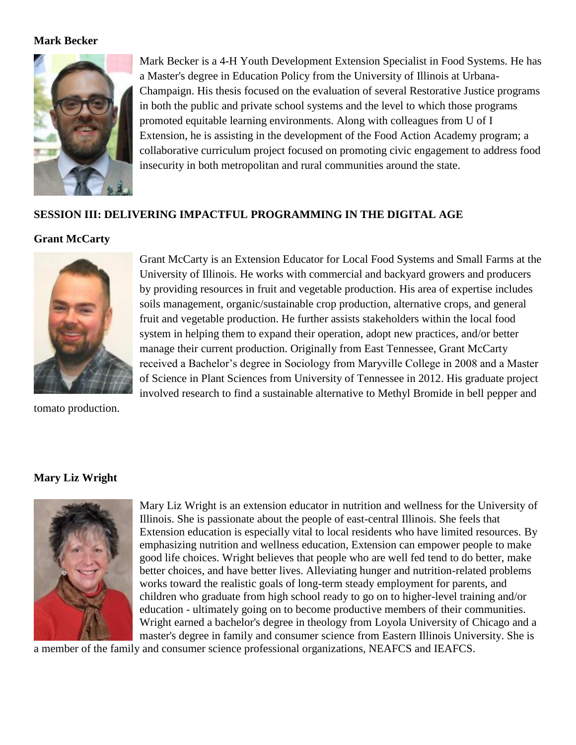**Mark Becker**

Mark Becker is a 4-H Youth Development Extension Specialist in Food Systems. He has a Master's degree in Education Policy from the University of Illinois at Urbana-Champaign. His thesis focused on the evaluation of several Restorative Justice programs in both the public and private school systems and the level to which those programs promoted equitable learning environments. Along with colleagues from U of I Extension, he is assisting in the development of the Food Action Academy program; a collaborative curriculum project focused on promoting civic engagement to address food insecurity in both metropolitan and rural communities around the state.

## SESSION III: DELIVERING IMPACTFUL PROGRAMMING IN THE DIGITAL AGE

**Grant McCarty**

Grant McCarty is an Extension Educator for Local Food Systems and Small Farms at the University of Illinois. He works with commercial and backyard growers and producers by providing resources in fruit and vegetable production. His area of expertise includes soils management, organic/sustainable crop production, alternative crops, and general fruit and vegetable production. He further assists stakeholders within the local food system in helping them to expand their operation, adopt new practices, and/or better manage their current production. Originally from East Tennessee, Grant McCarty received a Bachelor's degree in Sociology from Maryville College in 2008 and a Master of Science in Plant Sciences from University of Tennessee in 2012. His graduate project involved research to find a sustainable alternative to Methyl Bromide in bell pepper and tomato production.

**Mary Liz Wright**

Mary Liz Wright is an extension educator in nutrition and wellness for the University of Illinois. She is passionate about the people of east-central Illinois. She feels that Extension education is especially vital to local residents who have limited resources. By emphasizing nutrition and wellness education, Extension can empower people to make good life choices. Wright believes that people who are well fed tend to do better, make better choices, and have better lives. Alleviating hunger and nutrition-related problems works toward the realistic goals of long-term steady employment for parents, and children who graduate from high school ready to go on to higher-level training and/or education - ultimately going on to become productive members of their communities. Wright earned a bachelor's degree in theology from Loyola University of Chicago and a master's degree in family and consumer science from Eastern Illinois University. She is a member of the family and consumer science professional organizations, NEAFCS and IEAFCS.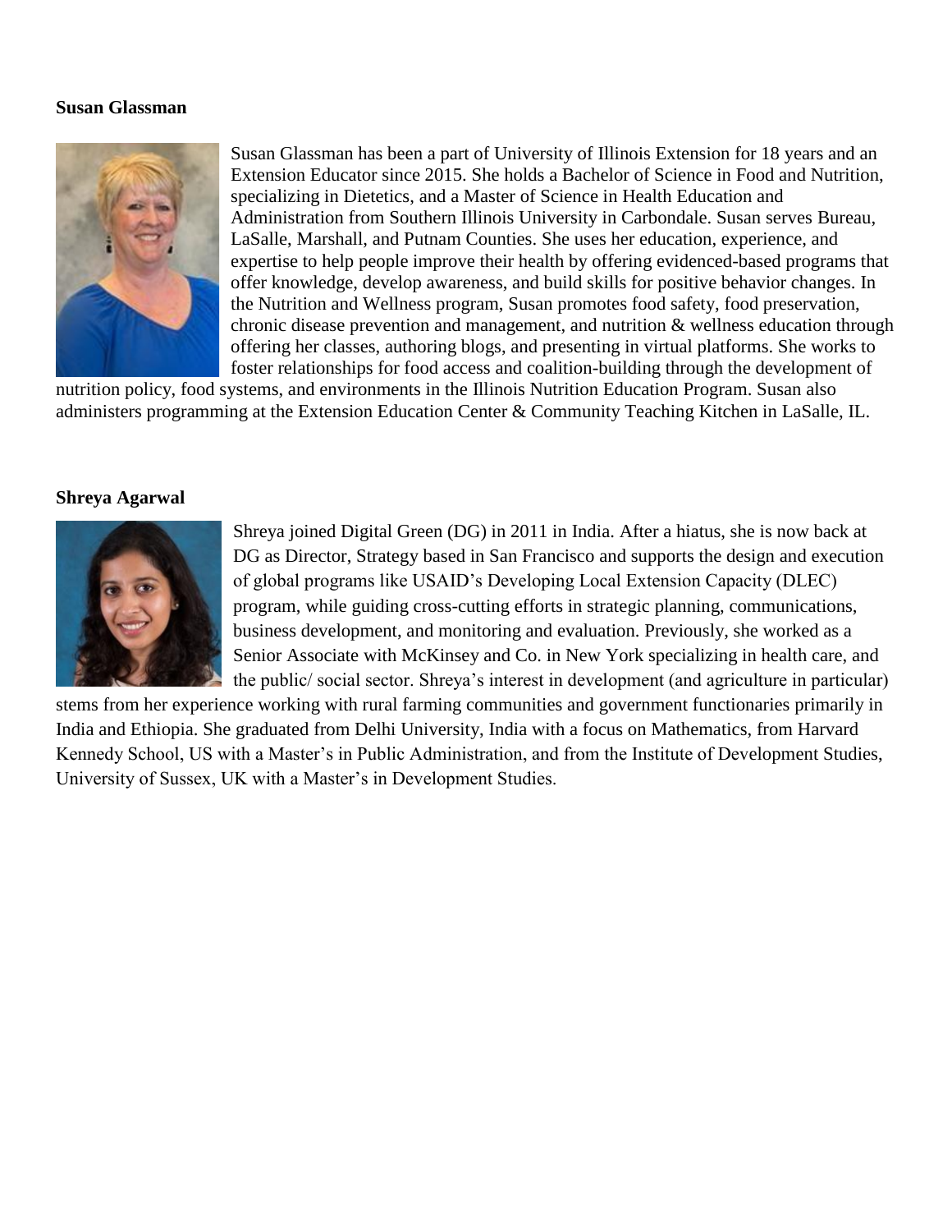**Susan Glassman**

Susan Glassman has been a part of University of Illinois Extension for 18 years and an Extension Educator since 2015. She holds a Bachelor of Science in Food and Nutrition, specializing in Dietetics, and a Master of Science in Health Education and Administration from Southern Illinois University in Carbondale. Susan serves Bureau, LaSalle, Marshall, and Putnam Counties. She uses her education, experience, and expertise to help people improve their health by offering evidenced-based programs that offer knowledge, develop awareness, and build skills for positive behavior changes. In the Nutrition and Wellness program, Susan promotes food safety, food preservation, chronic disease prevention and management, and nutrition & wellness education through offering her classes, authoring blogs, and presenting in virtual platforms. She works to foster relationships for food access and coalition-building through the development of nutrition policy, food systems, and environments in the Illinois Nutrition Education Program. Susan also administers programming at the Extension Education Center & Community Teaching Kitchen in LaSalle, IL.

**Shreya Agarwal**

Shreya joined Digital Green (DG) in 2011 in India. After a hiatus, she is now back at DG as Director, Strategy based in San Francisco and supports the design and execution of global programs like USAID's Developing Local Extension Capacity (DLEC) program, while guiding cross-cutting efforts in strategic planning, communications, business development, and monitoring and evaluation. Previously, she worked as a Senior Associate with McKinsey and Co. in New York specializing in health care, and the public/ social sector. Shreya's interest in development (and agriculture in particular) stems from her experience working with rural farming communities and government functionaries primarily in India and Ethiopia. She graduated from Delhi University, India with a focus on Mathematics, from Harvard Kennedy School, US with a Master's in Public Administration, and from the Institute of Development Studies, University of Sussex, UK with a Master's in Development Studies.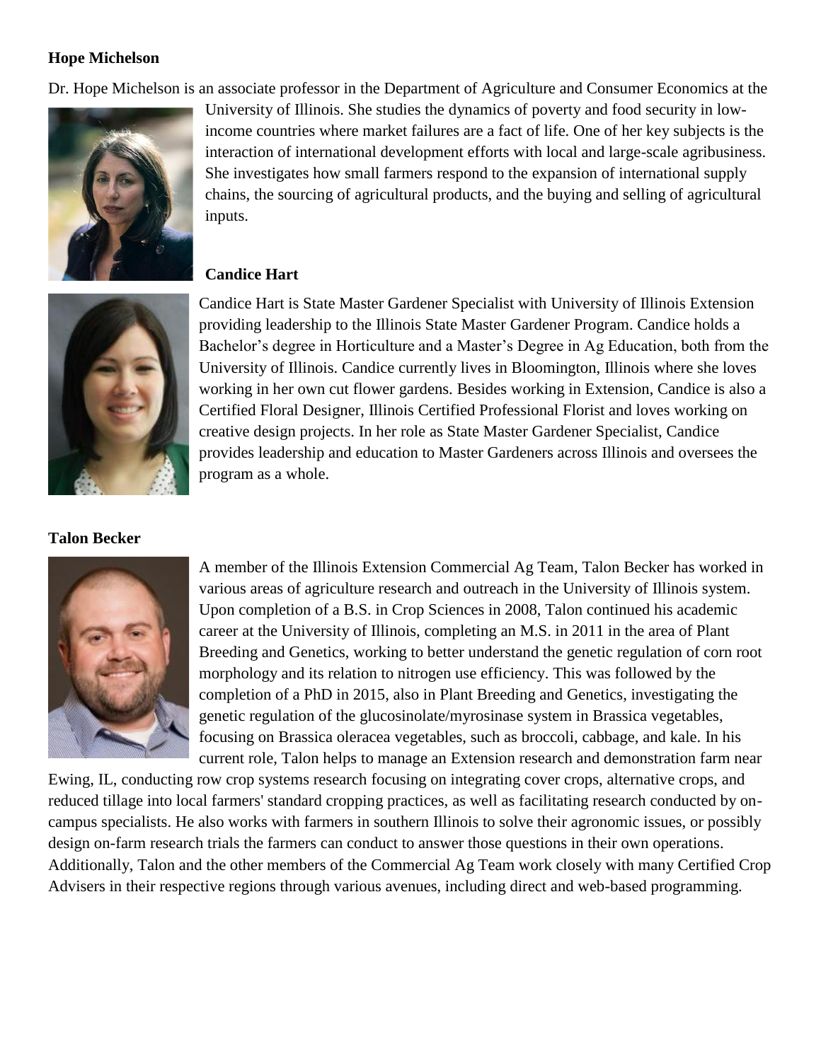**Hope Michelson**

Dr. Hope Michelson is an associate professor in the Department of Agriculture and Consumer Economics at the University of Illinois. She studies the dynamics of poverty and food security in low-income countries where market failures are a fact of life. One of her key subjects is the interaction of international development efforts with local and large-scale agribusiness. She investigates how small farmers respond to the expansion of international supply chains, the sourcing of agricultural products, and the buying and selling of agricultural inputs.

**Candice Hart**

Candice Hart is State Master Gardener Specialist with University of Illinois Extension providing leadership to the Illinois State Master Gardener Program. Candice holds a Bachelor's degree in Horticulture and a Master's Degree in Ag Education, both from the University of Illinois. Candice currently lives in Bloomington, Illinois where she loves working in her own cut flower gardens. Besides working in Extension, Candice is also a Certified Floral Designer, Illinois Certified Professional Florist and loves working on creative design projects. In her role as State Master Gardener Specialist, Candice provides leadership and education to Master Gardeners across Illinois and oversees the program as a whole.

**Talon Becker**

A member of the Illinois Extension Commercial Ag Team, Talon Becker has worked in various areas of agriculture research and outreach in the University of Illinois system. Upon completion of a B.S. in Crop Sciences in 2008, Talon continued his academic career at the University of Illinois, completing an M.S. in 2011 in the area of Plant Breeding and Genetics, working to better understand the genetic regulation of corn root morphology and its relation to nitrogen use efficiency. This was followed by the completion of a PhD in 2015, also in Plant Breeding and Genetics, investigating the genetic regulation of the glucosinolate/myrosinase system in Brassica vegetables, focusing on Brassica oleracea vegetables, such as broccoli, cabbage, and kale. In his current role, Talon helps to manage an Extension research and demonstration farm near Ewing, IL, conducting row crop systems research focusing on integrating cover crops, alternative crops, and reduced tillage into local farmers' standard cropping practices, as well as facilitating research conducted by on-campus specialists. He also works with farmers in southern Illinois to solve their agronomic issues, or possibly design on-farm research trials the farmers can conduct to answer those questions in their own operations. Additionally, Talon and the other members of the Commercial Ag Team work closely with many Certified Crop Advisers in their respective regions through various avenues, including direct and web-based programming.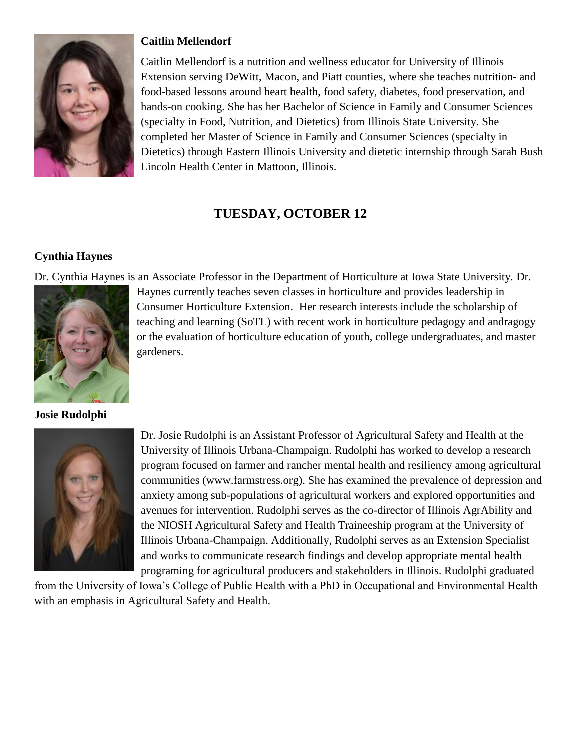**Caitlin Mellendorf**

Caitlin Mellendorf is a nutrition and wellness educator for University of Illinois Extension serving DeWitt, Macon, and Piatt counties, where she teaches nutrition- and food-based lessons around heart health, food safety, diabetes, food preservation, and hands-on cooking. She has her Bachelor of Science in Family and Consumer Sciences (specialty in Food, Nutrition, and Dietetics) from Illinois State University. She completed her Master of Science in Family and Consumer Sciences (specialty in Dietetics) through Eastern Illinois University and dietetic internship through Sarah Bush Lincoln Health Center in Mattoon, Illinois.

## TUESDAY, OCTOBER 12

**Cynthia Haynes**

Dr. Cynthia Haynes is an Associate Professor in the Department of Horticulture at Iowa State University. Dr. Haynes currently teaches seven classes in horticulture and provides leadership in Consumer Horticulture Extension. Her research interests include the scholarship of teaching and learning (SoTL) with recent work in horticulture pedagogy and andragogy or the evaluation of horticulture education of youth, college undergraduates, and master gardeners.

**Josie Rudolphi**

Dr. Josie Rudolphi is an Assistant Professor of Agricultural Safety and Health at the University of Illinois Urbana-Champaign. Rudolphi has worked to develop a research program focused on farmer and rancher mental health and resiliency among agricultural communities (www.farmstress.org). She has examined the prevalence of depression and anxiety among sub-populations of agricultural workers and explored opportunities and avenues for intervention. Rudolphi serves as the co-director of Illinois AgrAbility and the NIOSH Agricultural Safety and Health Traineeship program at the University of Illinois Urbana-Champaign. Additionally, Rudolphi serves as an Extension Specialist and works to communicate research findings and develop appropriate mental health programing for agricultural producers and stakeholders in Illinois. Rudolphi graduated from the University of Iowa's College of Public Health with a PhD in Occupational and Environmental Health with an emphasis in Agricultural Safety and Health.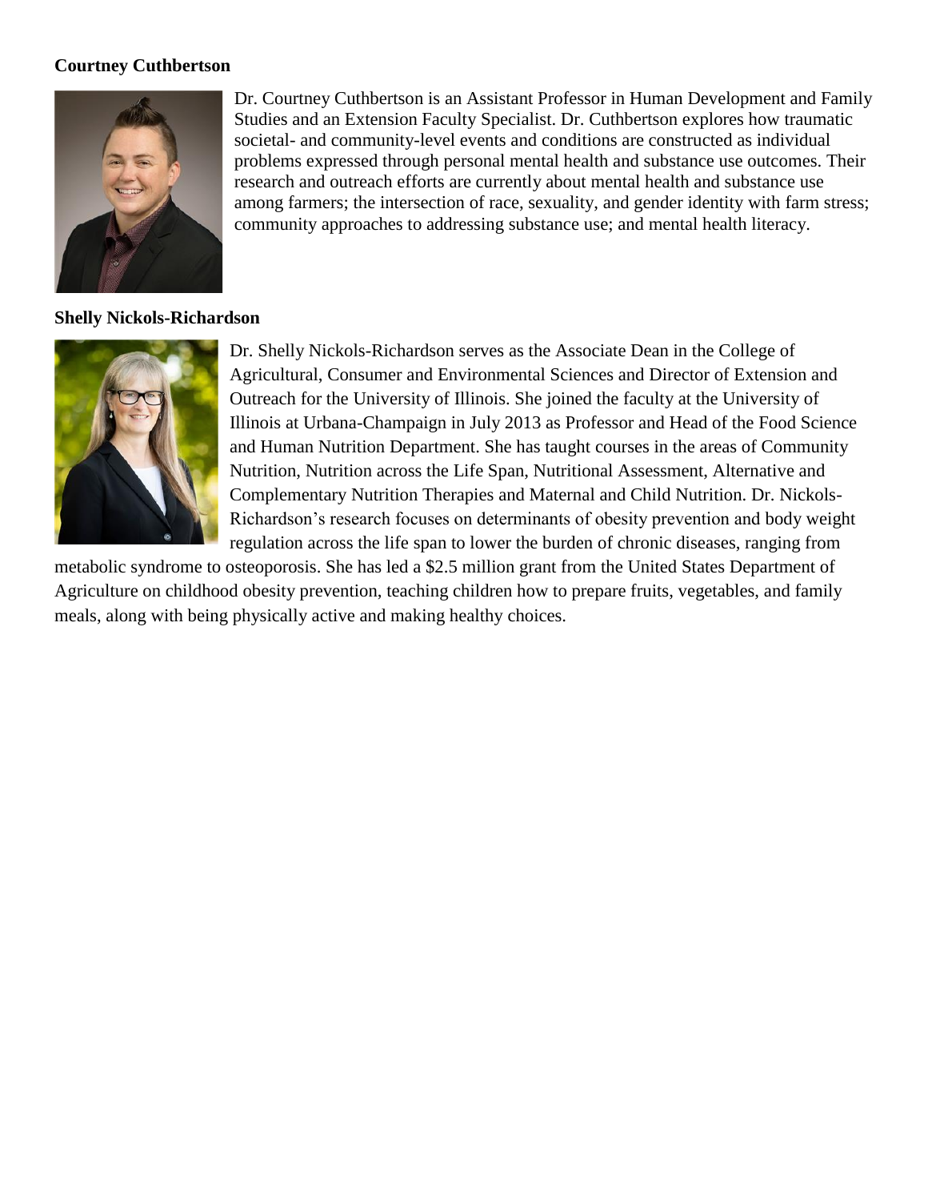**Courtney Cuthbertson**

Dr. Courtney Cuthbertson is an Assistant Professor in Human Development and Family Studies and an Extension Faculty Specialist. Dr. Cuthbertson explores how traumatic societal- and community-level events and conditions are constructed as individual problems expressed through personal mental health and substance use outcomes. Their research and outreach efforts are currently about mental health and substance use among farmers; the intersection of race, sexuality, and gender identity with farm stress; community approaches to addressing substance use; and mental health literacy.

**Shelly Nickols-Richardson**

Dr. Shelly Nickols-Richardson serves as the Associate Dean in the College of Agricultural, Consumer and Environmental Sciences and Director of Extension and Outreach for the University of Illinois. She joined the faculty at the University of Illinois at Urbana-Champaign in July 2013 as Professor and Head of the Food Science and Human Nutrition Department. She has taught courses in the areas of Community Nutrition, Nutrition across the Life Span, Nutritional Assessment, Alternative and Complementary Nutrition Therapies and Maternal and Child Nutrition. Dr. Nickols-Richardson's research focuses on determinants of obesity prevention and body weight regulation across the life span to lower the burden of chronic diseases, ranging from metabolic syndrome to osteoporosis. She has led a $2.5 million grant from the United States Department of Agriculture on childhood obesity prevention, teaching children how to prepare fruits, vegetables, and family meals, along with being physically active and making healthy choices.